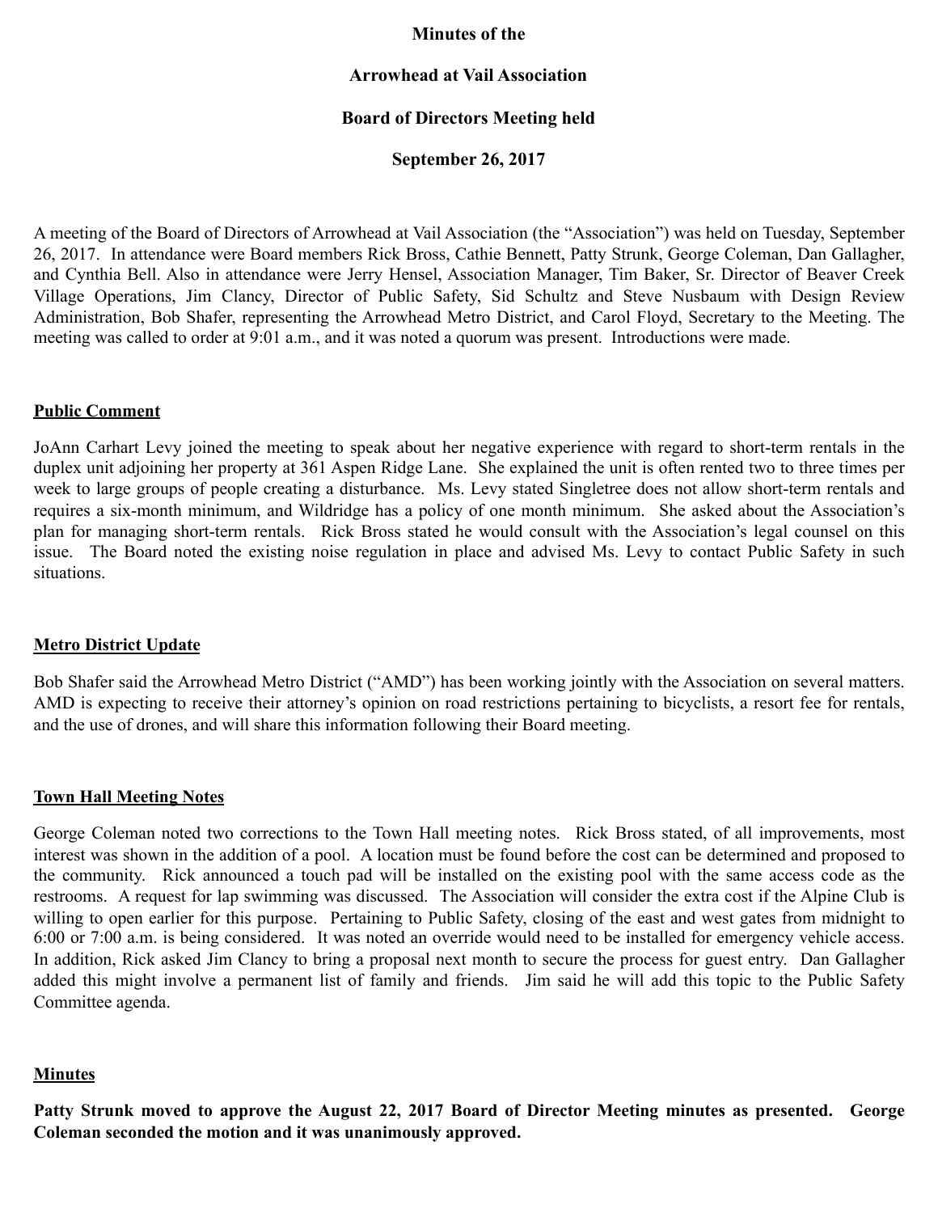# Minutes of the

# Arrowhead at Vail Association

# Board of Directors Meeting held

# September 26, 2017

A meeting of the Board of Directors of Arrowhead at Vail Association (the "Association") was held on Tuesday, September 26, 2017. In attendance were Board members Rick Bross, Cathie Bennett, Patty Strunk, George Coleman, Dan Gallagher, and Cynthia Bell. Also in attendance were Jerry Hensel, Association Manager, Tim Baker, Sr. Director of Beaver Creek Village Operations, Jim Clancy, Director of Public Safety, Sid Schultz and Steve Nusbaum with Design Review Administration, Bob Shafer, representing the Arrowhead Metro District, and Carol Floyd, Secretary to the Meeting. The meeting was called to order at 9:01 a.m., and it was noted a quorum was present. Introductions were made.

## Public Comment

JoAnn Carhart Levy joined the meeting to speak about her negative experience with regard to short-term rentals in the duplex unit adjoining her property at 361 Aspen Ridge Lane. She explained the unit is often rented two to three times per week to large groups of people creating a disturbance. Ms. Levy stated Singletree does not allow short-term rentals and requires a six-month minimum, and Wildridge has a policy of one month minimum. She asked about the Association's plan for managing short-term rentals. Rick Bross stated he would consult with the Association's legal counsel on this issue. The Board noted the existing noise regulation in place and advised Ms. Levy to contact Public Safety in such situations.

## Metro District Update

Bob Shafer said the Arrowhead Metro District ("AMD") has been working jointly with the Association on several matters. AMD is expecting to receive their attorney's opinion on road restrictions pertaining to bicyclists, a resort fee for rentals, and the use of drones, and will share this information following their Board meeting.

## Town Hall Meeting Notes

George Coleman noted two corrections to the Town Hall meeting notes. Rick Bross stated, of all improvements, most interest was shown in the addition of a pool. A location must be found before the cost can be determined and proposed to the community. Rick announced a touch pad will be installed on the existing pool with the same access code as the restrooms. A request for lap swimming was discussed. The Association will consider the extra cost if the Alpine Club is willing to open earlier for this purpose. Pertaining to Public Safety, closing of the east and west gates from midnight to 6:00 or 7:00 a.m. is being considered. It was noted an override would need to be installed for emergency vehicle access. In addition, Rick asked Jim Clancy to bring a proposal next month to secure the process for guest entry. Dan Gallagher added this might involve a permanent list of family and friends. Jim said he will add this topic to the Public Safety Committee agenda.

## Minutes

**Patty Strunk moved to approve the August 22, 2017 Board of Director Meeting minutes as presented. George Coleman seconded the motion and it was unanimously approved.**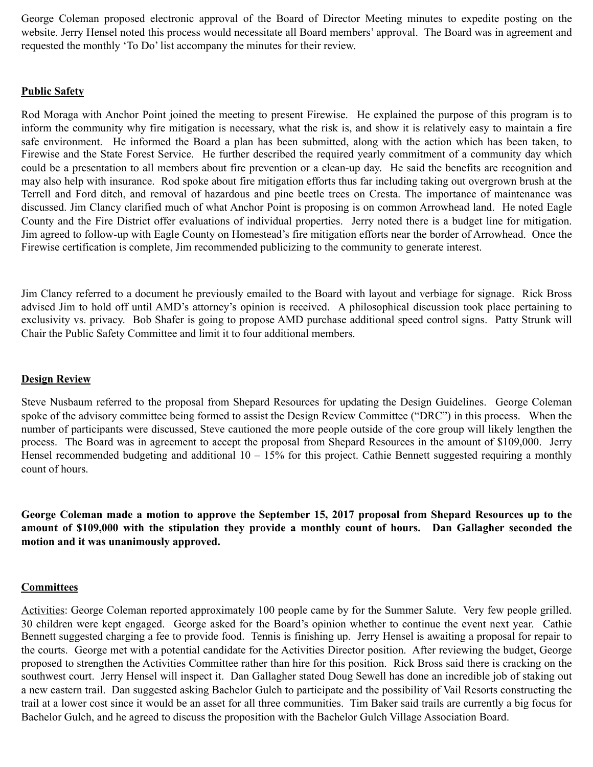George Coleman proposed electronic approval of the Board of Director Meeting minutes to expedite posting on the website. Jerry Hensel noted this process would necessitate all Board members' approval. The Board was in agreement and requested the monthly 'To Do' list accompany the minutes for their review.

## Public Safety

Rod Moraga with Anchor Point joined the meeting to present Firewise. He explained the purpose of this program is to inform the community why fire mitigation is necessary, what the risk is, and show it is relatively easy to maintain a fire safe environment. He informed the Board a plan has been submitted, along with the action which has been taken, to Firewise and the State Forest Service. He further described the required yearly commitment of a community day which could be a presentation to all members about fire prevention or a clean-up day. He said the benefits are recognition and may also help with insurance. Rod spoke about fire mitigation efforts thus far including taking out overgrown brush at the Terrell and Ford ditch, and removal of hazardous and pine beetle trees on Cresta. The importance of maintenance was discussed. Jim Clancy clarified much of what Anchor Point is proposing is on common Arrowhead land. He noted Eagle County and the Fire District offer evaluations of individual properties. Jerry noted there is a budget line for mitigation. Jim agreed to follow-up with Eagle County on Homestead's fire mitigation efforts near the border of Arrowhead. Once the Firewise certification is complete, Jim recommended publicizing to the community to generate interest.

Jim Clancy referred to a document he previously emailed to the Board with layout and verbiage for signage. Rick Bross advised Jim to hold off until AMD's attorney's opinion is received. A philosophical discussion took place pertaining to exclusivity vs. privacy. Bob Shafer is going to propose AMD purchase additional speed control signs. Patty Strunk will Chair the Public Safety Committee and limit it to four additional members.

## Design Review

Steve Nusbaum referred to the proposal from Shepard Resources for updating the Design Guidelines. George Coleman spoke of the advisory committee being formed to assist the Design Review Committee ("DRC") in this process. When the number of participants were discussed, Steve cautioned the more people outside of the core group will likely lengthen the process. The Board was in agreement to accept the proposal from Shepard Resources in the amount of $109,000. Jerry Hensel recommended budgeting and additional 10 – 15% for this project. Cathie Bennett suggested requiring a monthly count of hours.

**George Coleman made a motion to approve the September 15, 2017 proposal from Shepard Resources up to the amount of $109,000 with the stipulation they provide a monthly count of hours. Dan Gallagher seconded the motion and it was unanimously approved.**

## Committees

Activities: George Coleman reported approximately 100 people came by for the Summer Salute. Very few people grilled. 30 children were kept engaged. George asked for the Board's opinion whether to continue the event next year. Cathie Bennett suggested charging a fee to provide food. Tennis is finishing up. Jerry Hensel is awaiting a proposal for repair to the courts. George met with a potential candidate for the Activities Director position. After reviewing the budget, George proposed to strengthen the Activities Committee rather than hire for this position. Rick Bross said there is cracking on the southwest court. Jerry Hensel will inspect it. Dan Gallagher stated Doug Sewell has done an incredible job of staking out a new eastern trail. Dan suggested asking Bachelor Gulch to participate and the possibility of Vail Resorts constructing the trail at a lower cost since it would be an asset for all three communities. Tim Baker said trails are currently a big focus for Bachelor Gulch, and he agreed to discuss the proposition with the Bachelor Gulch Village Association Board.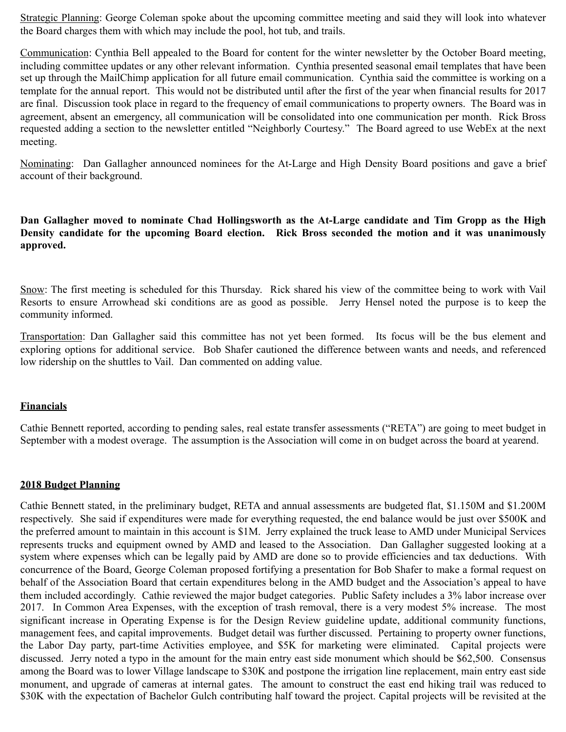Strategic Planning: George Coleman spoke about the upcoming committee meeting and said they will look into whatever the Board charges them with which may include the pool, hot tub, and trails.

Communication: Cynthia Bell appealed to the Board for content for the winter newsletter by the October Board meeting, including committee updates or any other relevant information. Cynthia presented seasonal email templates that have been set up through the MailChimp application for all future email communication. Cynthia said the committee is working on a template for the annual report. This would not be distributed until after the first of the year when financial results for 2017 are final. Discussion took place in regard to the frequency of email communications to property owners. The Board was in agreement, absent an emergency, all communication will be consolidated into one communication per month. Rick Bross requested adding a section to the newsletter entitled "Neighborly Courtesy." The Board agreed to use WebEx at the next meeting.

Nominating: Dan Gallagher announced nominees for the At-Large and High Density Board positions and gave a brief account of their background.

**Dan Gallagher moved to nominate Chad Hollingsworth as the At-Large candidate and Tim Gropp as the High Density candidate for the upcoming Board election. Rick Bross seconded the motion and it was unanimously approved.**

Snow: The first meeting is scheduled for this Thursday. Rick shared his view of the committee being to work with Vail Resorts to ensure Arrowhead ski conditions are as good as possible. Jerry Hensel noted the purpose is to keep the community informed.

Transportation: Dan Gallagher said this committee has not yet been formed. Its focus will be the bus element and exploring options for additional service. Bob Shafer cautioned the difference between wants and needs, and referenced low ridership on the shuttles to Vail. Dan commented on adding value.

**Financials**

Cathie Bennett reported, according to pending sales, real estate transfer assessments ("RETA") are going to meet budget in September with a modest overage. The assumption is the Association will come in on budget across the board at yearend.

**2018 Budget Planning**

Cathie Bennett stated, in the preliminary budget, RETA and annual assessments are budgeted flat, $1.150M and $1.200M respectively. She said if expenditures were made for everything requested, the end balance would be just over $500K and the preferred amount to maintain in this account is $1M. Jerry explained the truck lease to AMD under Municipal Services represents trucks and equipment owned by AMD and leased to the Association. Dan Gallagher suggested looking at a system where expenses which can be legally paid by AMD are done so to provide efficiencies and tax deductions. With concurrence of the Board, George Coleman proposed fortifying a presentation for Bob Shafer to make a formal request on behalf of the Association Board that certain expenditures belong in the AMD budget and the Association's appeal to have them included accordingly. Cathie reviewed the major budget categories. Public Safety includes a 3% labor increase over 2017. In Common Area Expenses, with the exception of trash removal, there is a very modest 5% increase. The most significant increase in Operating Expense is for the Design Review guideline update, additional community functions, management fees, and capital improvements. Budget detail was further discussed. Pertaining to property owner functions, the Labor Day party, part-time Activities employee, and $5K for marketing were eliminated. Capital projects were discussed. Jerry noted a typo in the amount for the main entry east side monument which should be $62,500. Consensus among the Board was to lower Village landscape to $30K and postpone the irrigation line replacement, main entry east side monument, and upgrade of cameras at internal gates. The amount to construct the east end hiking trail was reduced to $30K with the expectation of Bachelor Gulch contributing half toward the project. Capital projects will be revisited at the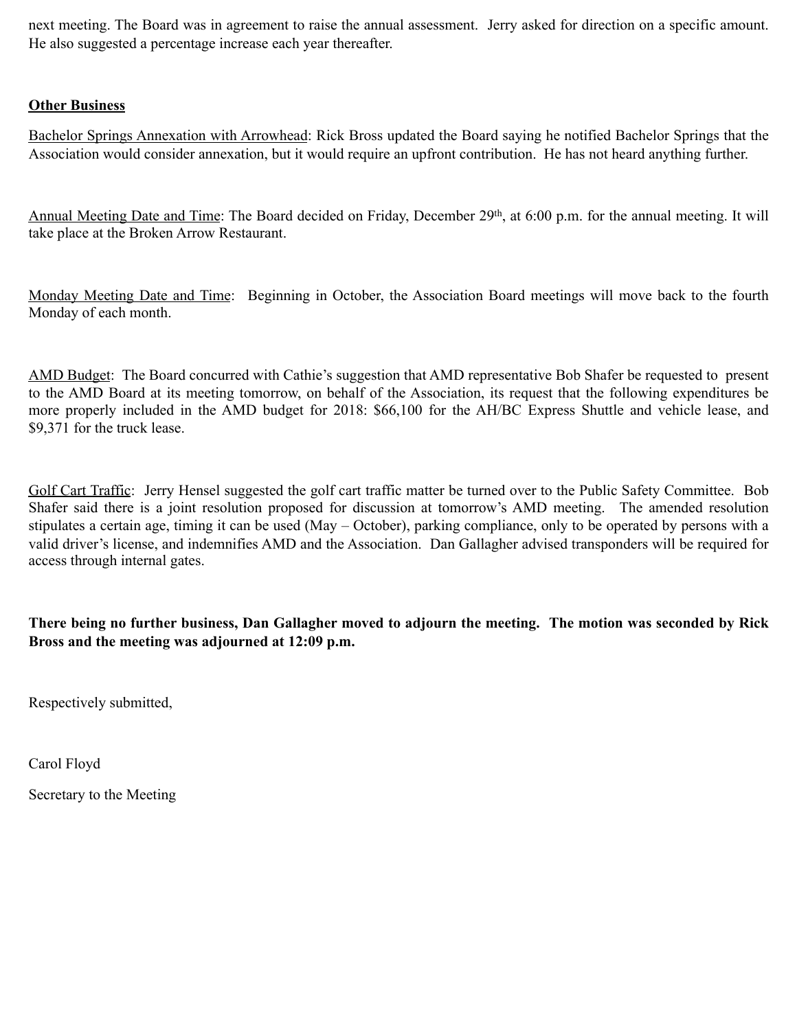next meeting. The Board was in agreement to raise the annual assessment. Jerry asked for direction on a specific amount. He also suggested a percentage increase each year thereafter.

**Other Business**

Bachelor Springs Annexation with Arrowhead: Rick Bross updated the Board saying he notified Bachelor Springs that the Association would consider annexation, but it would require an upfront contribution. He has not heard anything further.

Annual Meeting Date and Time: The Board decided on Friday, December 29th, at 6:00 p.m. for the annual meeting. It will take place at the Broken Arrow Restaurant.

Monday Meeting Date and Time: Beginning in October, the Association Board meetings will move back to the fourth Monday of each month.

AMD Budget: The Board concurred with Cathie's suggestion that AMD representative Bob Shafer be requested to present to the AMD Board at its meeting tomorrow, on behalf of the Association, its request that the following expenditures be more properly included in the AMD budget for 2018: $66,100 for the AH/BC Express Shuttle and vehicle lease, and $9,371 for the truck lease.

Golf Cart Traffic: Jerry Hensel suggested the golf cart traffic matter be turned over to the Public Safety Committee. Bob Shafer said there is a joint resolution proposed for discussion at tomorrow's AMD meeting. The amended resolution stipulates a certain age, timing it can be used (May – October), parking compliance, only to be operated by persons with a valid driver's license, and indemnifies AMD and the Association. Dan Gallagher advised transponders will be required for access through internal gates.

**There being no further business, Dan Gallagher moved to adjourn the meeting. The motion was seconded by Rick Bross and the meeting was adjourned at 12:09 p.m.**

Respectively submitted,

Carol Floyd

Secretary to the Meeting